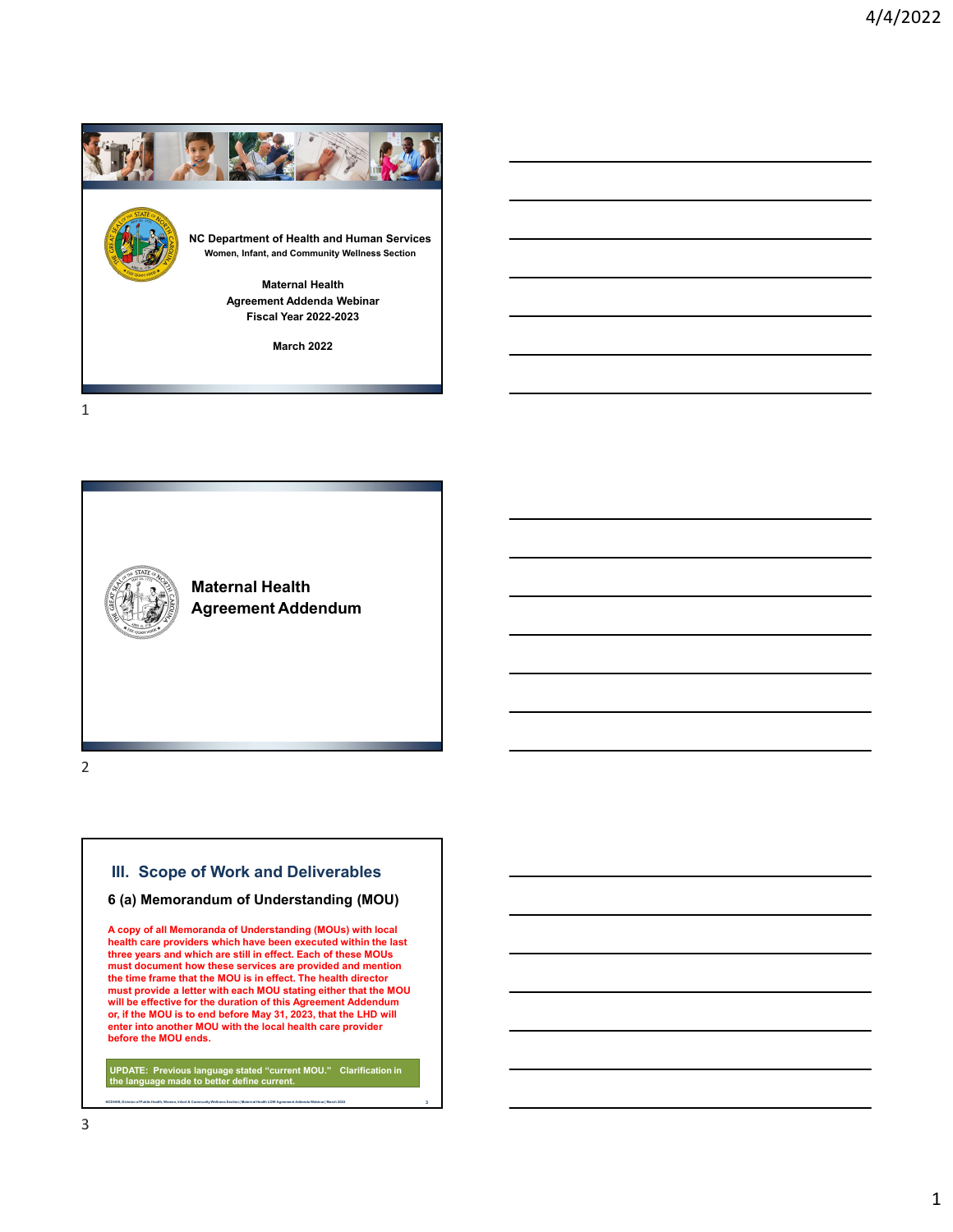NC Department of Health and Human Services

Women, Infant, and Community Wellness Section

Maternal Health

Agreement Addenda Webinar

Fiscal Year 2022-2023

March 2022

## Maternal Health Agreement Addendum

## III. Scope of Work and Deliverables

### 6 (a) Memorandum of Understanding (MOU)

**A copy of all Memoranda of Understanding (MOUs) with local health care providers which have been executed within the last three years and which are still in effect. Each of these MOUs must document how these services are provided and mention the time frame that the MOU is in effect. The health director must provide a letter with each MOU stating either that the MOU will be effective for the duration of this Agreement Addendum or, if the MOU is to end before May 31, 2023, that the LHD will enter into another MOU with the local health care provider before the MOU ends.**

**UPDATE: Previous language stated "current MOU." Clarification in the language made to better define current.**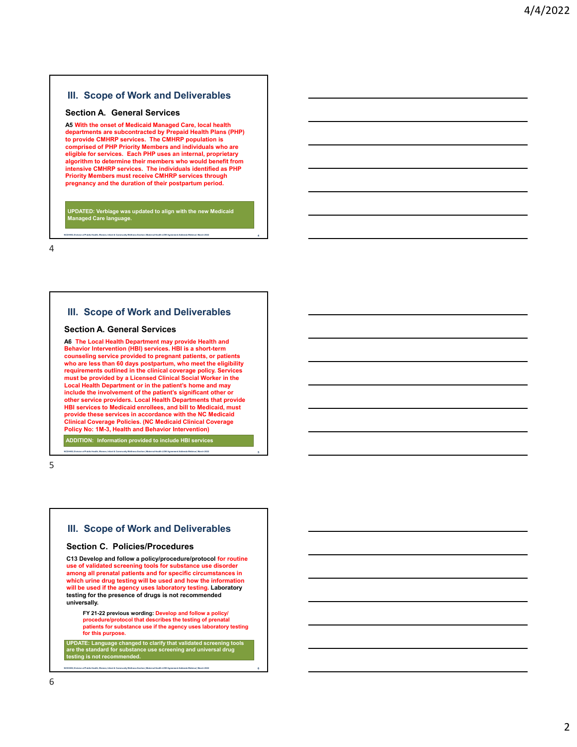## III. Scope of Work and Deliverables

### Section A. General Services

**A5 With the onset of Medicaid Managed Care, local health departments are subcontracted by Prepaid Health Plans (PHP) to provide CMHRP services. The CMHRP population is comprised of PHP Priority Members and individuals who are eligible for services. Each PHP uses an internal, proprietary algorithm to determine their members who would benefit from intensive CMHRP services. The individuals identified as PHP Priority Members must receive CMHRP services through pregnancy and the duration of their postpartum period.**

**UPDATED: Verbiage was updated to align with the new Medicaid Managed Care language.**

## III. Scope of Work and Deliverables

### Section A. General Services

**A6 The Local Health Department may provide Health and Behavior Intervention (HBI) services. HBI is a short-term counseling service provided to pregnant patients, or patients who are less than 60 days postpartum, who meet the eligibility requirements outlined in the clinical coverage policy. Services must be provided by a Licensed Clinical Social Worker in the Local Health Department or in the patient's home and may include the involvement of the patient's significant other or other service providers. Local Health Departments that provide HBI services to Medicaid enrollees, and bill to Medicaid, must provide these services in accordance with the NC Medicaid Clinical Coverage Policies. (NC Medicaid Clinical Coverage Policy No: 1M-3, Health and Behavior Intervention)**

**ADDITION: Information provided to include HBI services**

## III. Scope of Work and Deliverables

### Section C. Policies/Procedures

**C13 Develop and follow a policy/procedure/protocol for routine use of validated screening tools for substance use disorder among all prenatal patients and for specific circumstances in which urine drug testing will be used and how the information will be used if the agency uses laboratory testing. Laboratory testing for the presence of drugs is not recommended universally.**

> **FY 21-22 previous wording: Develop and follow a policy/procedure/protocol that describes the testing of prenatal patients for substance use if the agency uses laboratory testing for this purpose.**

**UPDATE: Language changed to clarify that validated screening tools are the standard for substance use screening and universal drug testing is not recommended.**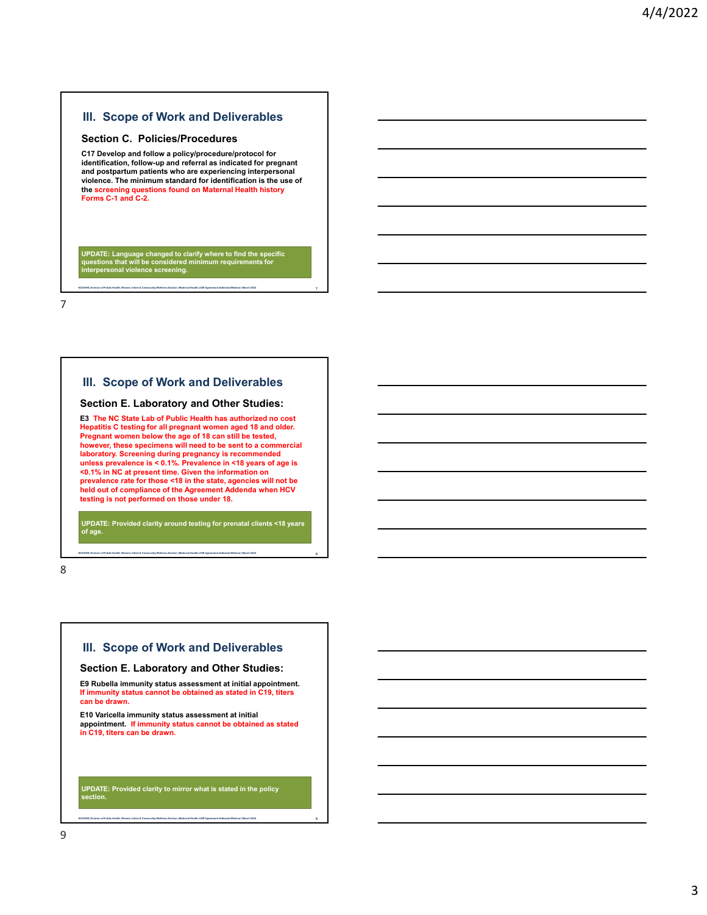## III. Scope of Work and Deliverables

### Section C. Policies/Procedures

**C17 Develop and follow a policy/procedure/protocol for identification, follow-up and referral as indicated for pregnant and postpartum patients who are experiencing interpersonal violence. The minimum standard for identification is the use of the screening questions found on Maternal Health history Forms C-1 and C-2.**

**UPDATE: Language changed to clarify where to find the specific questions that will be considered minimum requirements for interpersonal violence screening.**

NCDHHS, Division of Public Health, Women, Infant & Community Wellness Section | Maternal Health LOW Agreement Addenda Webinar | March 2022

## III. Scope of Work and Deliverables

### Section E. Laboratory and Other Studies:

**E3 The NC State Lab of Public Health has authorized no cost Hepatitis C testing for all pregnant women aged 18 and older. Pregnant women below the age of 18 can still be tested, however, these specimens will need to be sent to a commercial laboratory. Screening during pregnancy is recommended unless prevalence is < 0.1%. Prevalence in <18 years of age is <0.1% in NC at present time. Given the information on prevalence rate for those <18 in the state, agencies will not be held out of compliance of the Agreement Addenda when HCV testing is not performed on those under 18.**

**UPDATE: Provided clarity around testing for prenatal clients <18 years of age.**

NCDHHS, Division of Public Health, Women, Infant & Community Wellness Section | Maternal Health LOW Agreement Addenda Webinar | March 2022

## III. Scope of Work and Deliverables

### Section E. Laboratory and Other Studies:

**E9 Rubella immunity status assessment at initial appointment. If immunity status cannot be obtained as stated in C19, titers can be drawn.**

**E10 Varicella immunity status assessment at initial appointment. If immunity status cannot be obtained as stated in C19, titers can be drawn.**

**UPDATE: Provided clarity to mirror what is stated in the policy section.**

NCDHHS, Division of Public Health, Women, Infant & Community Wellness Section | Maternal Health LOW Agreement Addenda Webinar | March 2022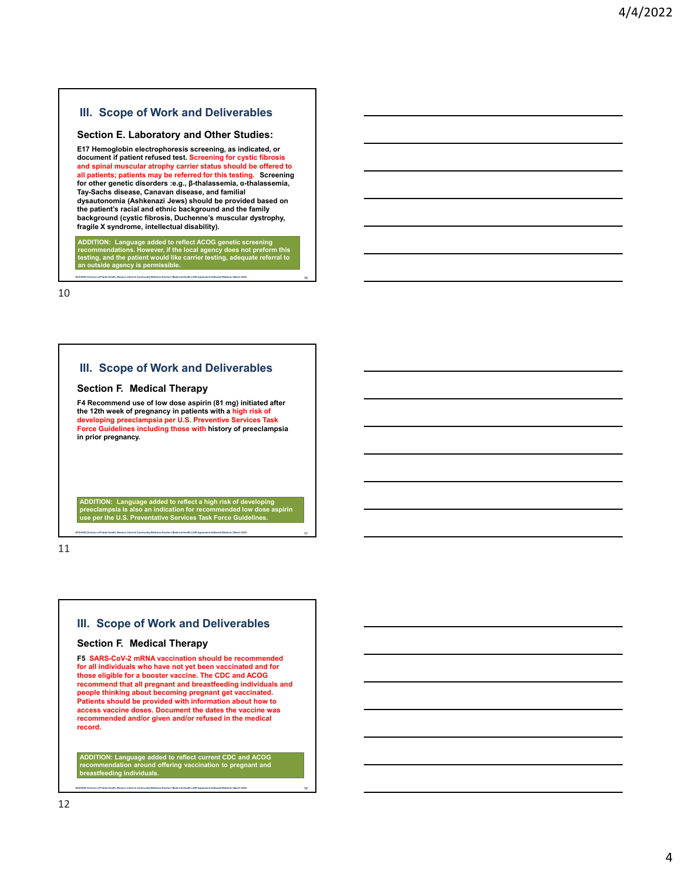## III. Scope of Work and Deliverables

### Section E. Laboratory and Other Studies:

**E17 Hemoglobin electrophoresis screening, as indicated, or document if patient refused test. Screening for cystic fibrosis and spinal muscular atrophy carrier status should be offered to all patients; patients may be referred for this testing. Screening for other genetic disorders :e.g., β-thalassemia, α-thalassemia, Tay-Sachs disease, Canavan disease, and familial dysautonomia (Ashkenazi Jews) should be provided based on the patient's racial and ethnic background and the family background (cystic fibrosis, Duchenne's muscular dystrophy, fragile X syndrome, intellectual disability).**

**ADDITION: Language added to reflect ACOG genetic screening recommendations. However, if the local agency does not preform this testing, and the patient would like carrier testing, adequate referral to an outside agency is permissible.**

## III. Scope of Work and Deliverables

### Section F. Medical Therapy

**F4 Recommend use of low dose aspirin (81 mg) initiated after the 12th week of pregnancy in patients with a high risk of developing preeclampsia per U.S. Preventive Services Task Force Guidelines including those with history of preeclampsia in prior pregnancy.**

**ADDITION: Language added to reflect a high risk of developing preeclampsia is also an indication for recommended low dose aspirin use per the U.S. Preventative Services Task Force Guidelines.**

## III. Scope of Work and Deliverables

### Section F. Medical Therapy

**F5 SARS-CoV-2 mRNA vaccination should be recommended for all individuals who have not yet been vaccinated and for those eligible for a booster vaccine. The CDC and ACOG recommend that all pregnant and breastfeeding individuals and people thinking about becoming pregnant get vaccinated. Patients should be provided with information about how to access vaccine doses. Document the dates the vaccine was recommended and/or given and/or refused in the medical record.**

**ADDITION: Language added to reflect current CDC and ACOG recommendation around offering vaccination to pregnant and breastfeeding individuals.**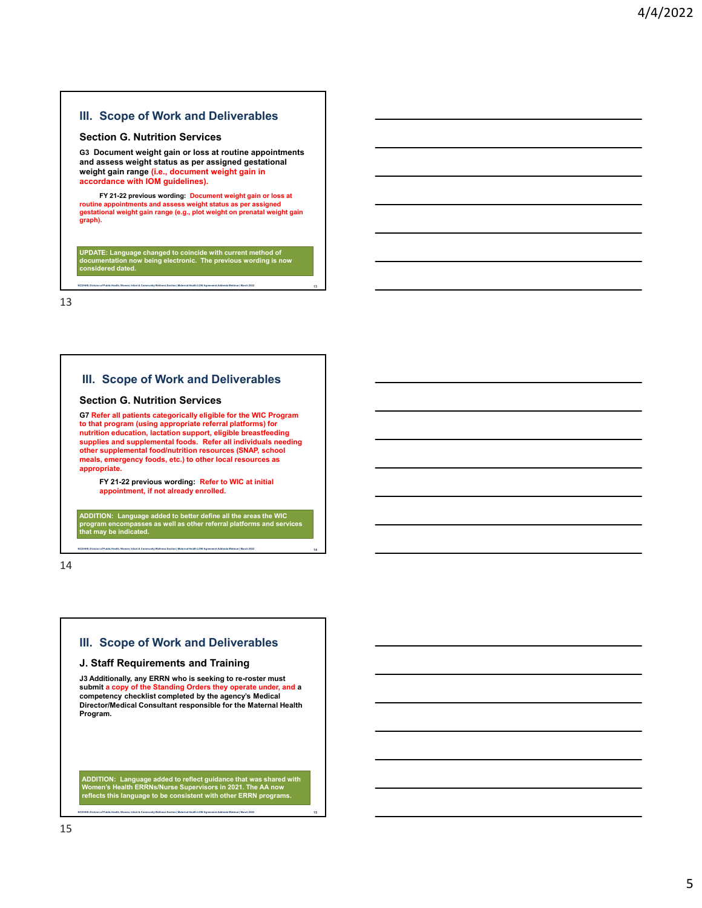## III. Scope of Work and Deliverables

### Section G. Nutrition Services

**G3 Document weight gain or loss at routine appointments and assess weight status as per assigned gestational weight gain range (i.e., document weight gain in accordance with IOM guidelines).**

**FY 21-22 previous wording: Document weight gain or loss at routine appointments and assess weight status as per assigned gestational weight gain range (e.g., plot weight on prenatal weight gain graph).**

**UPDATE: Language changed to coincide with current method of documentation now being electronic. The previous wording is now considered dated.**

NCDHHS, Division of Public Health, Women's, Infant & Community Wellness Section | Maternal Health LOW Agreement Addenda Webinar | March 2022

## III. Scope of Work and Deliverables

### Section G. Nutrition Services

**G7 Refer all patients categorically eligible for the WIC Program to that program (using appropriate referral platforms) for nutrition education, lactation support, eligible breastfeeding supplies and supplemental foods. Refer all individuals needing other supplemental food/nutrition resources (SNAP, school meals, emergency foods, etc.) to other local resources as appropriate.**

**FY 21-22 previous wording: Refer to WIC at initial appointment, if not already enrolled.**

**ADDITION: Language added to better define all the areas the WIC program encompasses as well as other referral platforms and services that may be indicated.**

NCDHHS, Division of Public Health, Women's, Infant & Community Wellness Section | Maternal Health LOW Agreement Addenda Webinar | March 2022

## III. Scope of Work and Deliverables

### J. Staff Requirements and Training

**J3 Additionally, any ERRN who is seeking to re-roster must submit a copy of the Standing Orders they operate under, and a competency checklist completed by the agency's Medical Director/Medical Consultant responsible for the Maternal Health Program.**

**ADDITION: Language added to reflect guidance that was shared with Women's Health ERRNs/Nurse Supervisors in 2021. The AA now reflects this language to be consistent with other ERRN programs.**

NCDHHS, Division of Public Health, Women's, Infant & Community Wellness Section | Maternal Health LOW Agreement Addenda Webinar | March 2022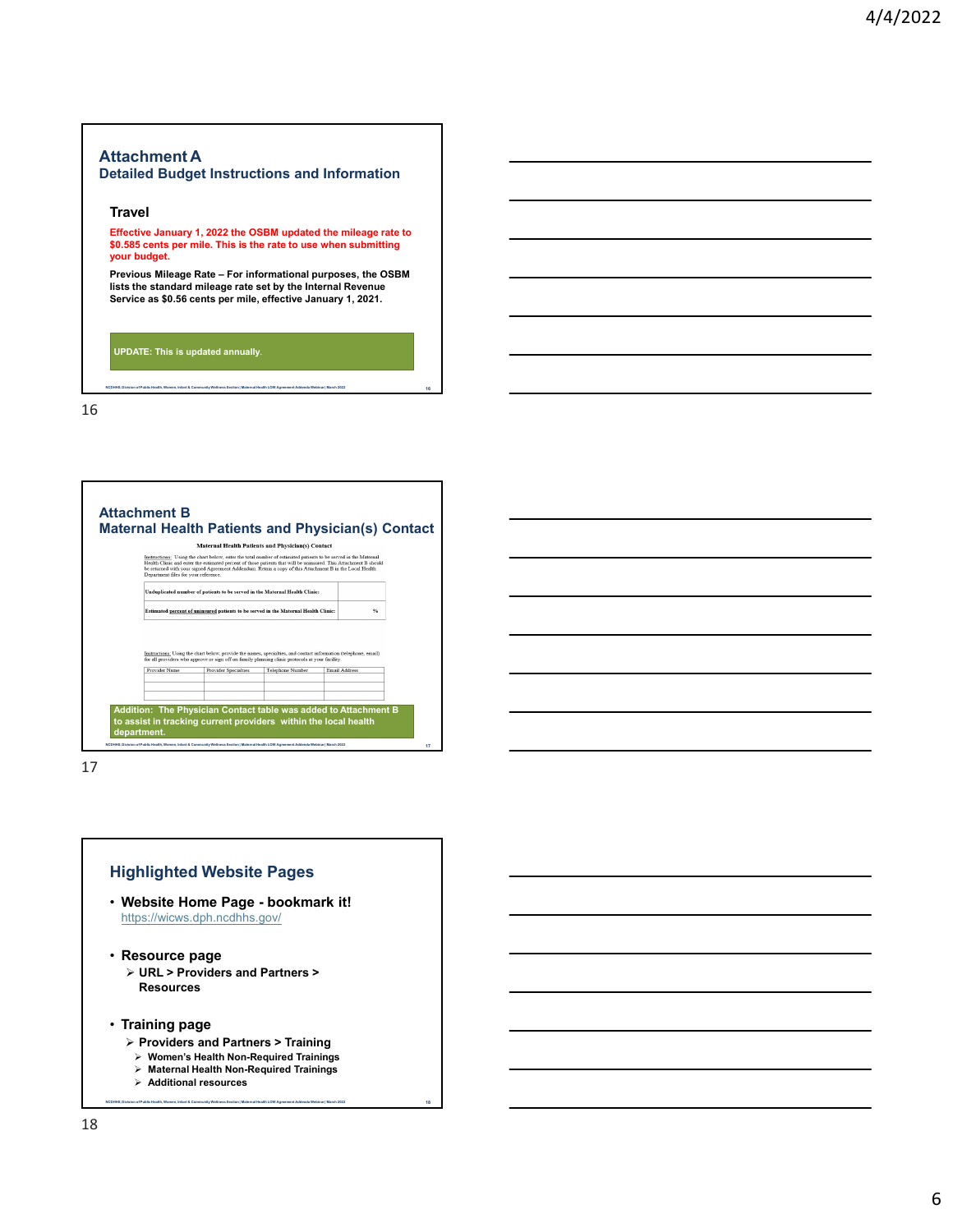## Attachment A
### Detailed Budget Instructions and Information

#### Travel

**Effective January 1, 2022 the OSBM updated the mileage rate to $0.585 cents per mile. This is the rate to use when submitting your budget.**

**Previous Mileage Rate – For informational purposes, the OSBM lists the standard mileage rate set by the Internal Revenue Service as $0.56 cents per mile, effective January 1, 2021.**

**UPDATE: This is updated annually.**

## Attachment B
### Maternal Health Patients and Physician(s) Contact

**Maternal Health Patients and Physician(s) Contact**

Instructions: Using the chart below, enter the total number of estimated patients to be served in the Maternal Health Clinic and enter the estimated percent of those patients that will be uninsured. This Attachment B should be returned with your signed Agreement Addendum. Retain a copy of this Attachment B in the Local Health Department files for your reference.

| | |
|---|---|
| Unduplicated number of patients to be served in the Maternal Health Clinic: | |
| Estimated percent of uninsured patients to be served in the Maternal Health Clinic: | % |

Instructions: Using the chart below, provide the names, specialties, and contact information (telephone, email) for all providers who approve or sign off on family planning clinic protocols at your facility.

| Provider Name | Provider Specialties | Telephone Number | Email Address |
|---|---|---|---|
| | | | |
| | | | |
| | | | |

**Addition: The Physician Contact table was added to Attachment B to assist in tracking current providers within the local health department.**

## Highlighted Website Pages

- **Website Home Page - bookmark it!**
  https://wicws.dph.ncdhhs.gov/
- **Resource page**
  - **URL > Providers and Partners > Resources**
- **Training page**
  - **Providers and Partners > Training**
    - **Women's Health Non-Required Trainings**
    - **Maternal Health Non-Required Trainings**
    - **Additional resources**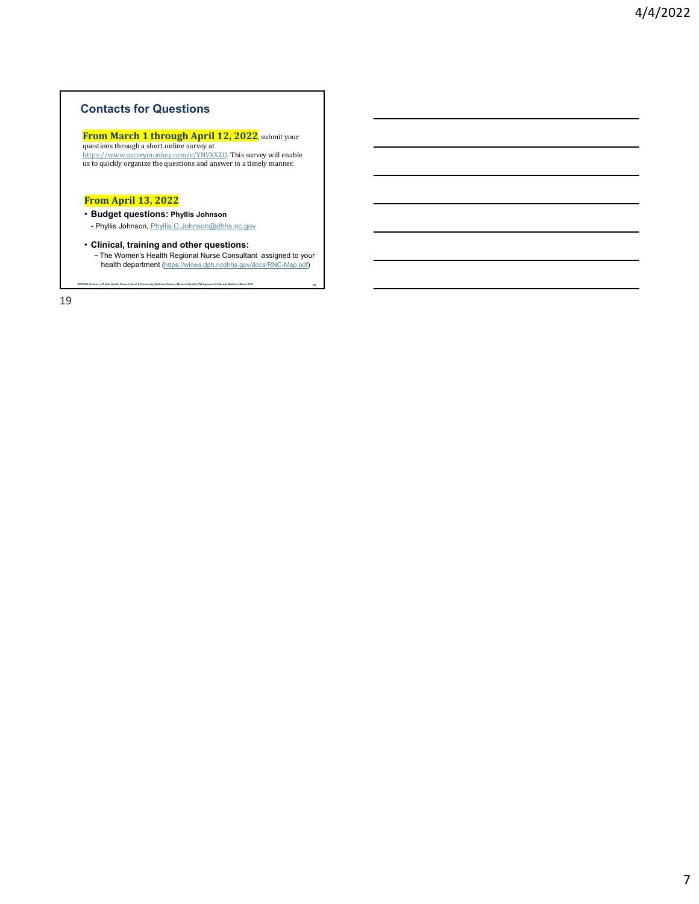## Contacts for Questions

**From March 1 through April 12, 2022**, submit your questions through a short online survey at https://www.surveymonkey.com/r/YNVXXZD. This survey will enable us to quickly organize the questions and answer in a timely manner.

**From April 13, 2022**

- **Budget questions: Phyllis Johnson**
  - Phyllis Johnson, Phyllis.C.Johnson@dhhs.nc.gov
- **Clinical, training and other questions:**
  - The Women's Health Regional Nurse Consultant assigned to your health department (https://wicws.dph.ncdhhs.gov/docs/RNC-Map.pdf)